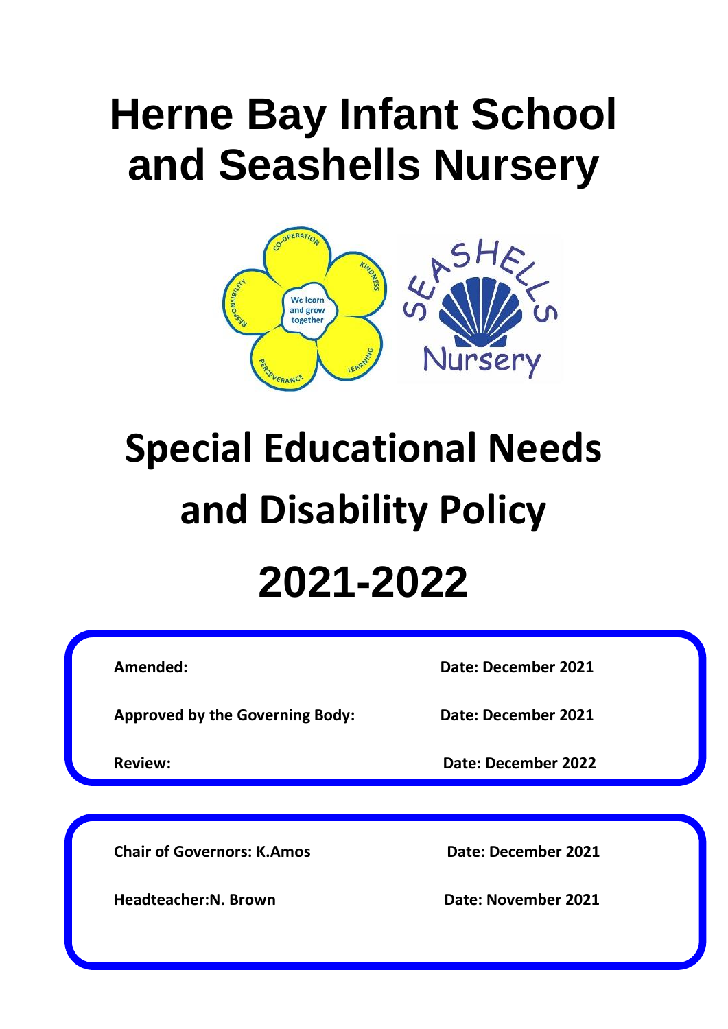# Herne Bay Infant School and Seashells Nursery

# Special Educational Needs and Disability Policy

# 2021-2022

| | |
|---|---|
| **Amended:** | **Date: December 2021** |
| **Approved by the Governing Body:** | **Date: December 2021** |
| **Review:** | **Date: December 2022** |

| | |
|---|---|
| **Chair of Governors: K.Amos** | **Date: December 2021** |
| **Headteacher:N. Brown** | **Date: November 2021** |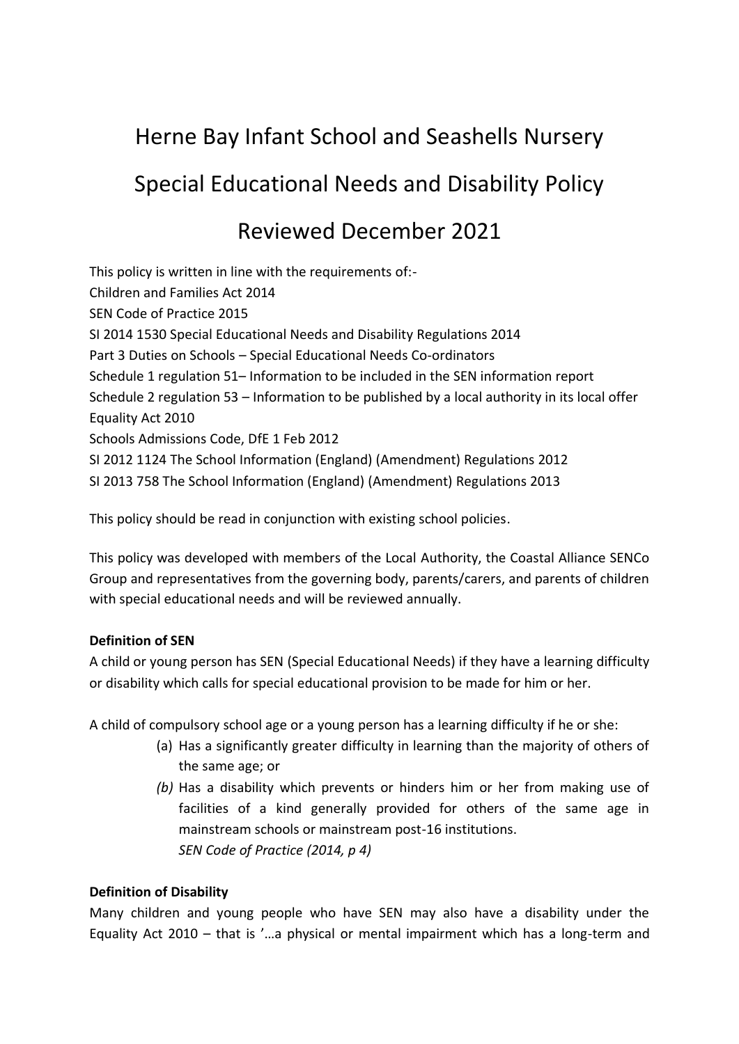# Herne Bay Infant School and Seashells Nursery

# Special Educational Needs and Disability Policy

# Reviewed December 2021

This policy is written in line with the requirements of:-
Children and Families Act 2014
SEN Code of Practice 2015
SI 2014 1530 Special Educational Needs and Disability Regulations 2014
Part 3 Duties on Schools – Special Educational Needs Co-ordinators
Schedule 1 regulation 51– Information to be included in the SEN information report
Schedule 2 regulation 53 – Information to be published by a local authority in its local offer
Equality Act 2010
Schools Admissions Code, DfE 1 Feb 2012
SI 2012 1124 The School Information (England) (Amendment) Regulations 2012
SI 2013 758 The School Information (England) (Amendment) Regulations 2013

This policy should be read in conjunction with existing school policies.

This policy was developed with members of the Local Authority, the Coastal Alliance SENCo Group and representatives from the governing body, parents/carers, and parents of children with special educational needs and will be reviewed annually.

**Definition of SEN**

A child or young person has SEN (Special Educational Needs) if they have a learning difficulty or disability which calls for special educational provision to be made for him or her.

A child of compulsory school age or a young person has a learning difficulty if he or she:

(a) Has a significantly greater difficulty in learning than the majority of others of the same age; or
*(b)* Has a disability which prevents or hinders him or her from making use of facilities of a kind generally provided for others of the same age in mainstream schools or mainstream post-16 institutions.
*SEN Code of Practice (2014, p 4)*

**Definition of Disability**

Many children and young people who have SEN may also have a disability under the Equality Act 2010 – that is '…a physical or mental impairment which has a long-term and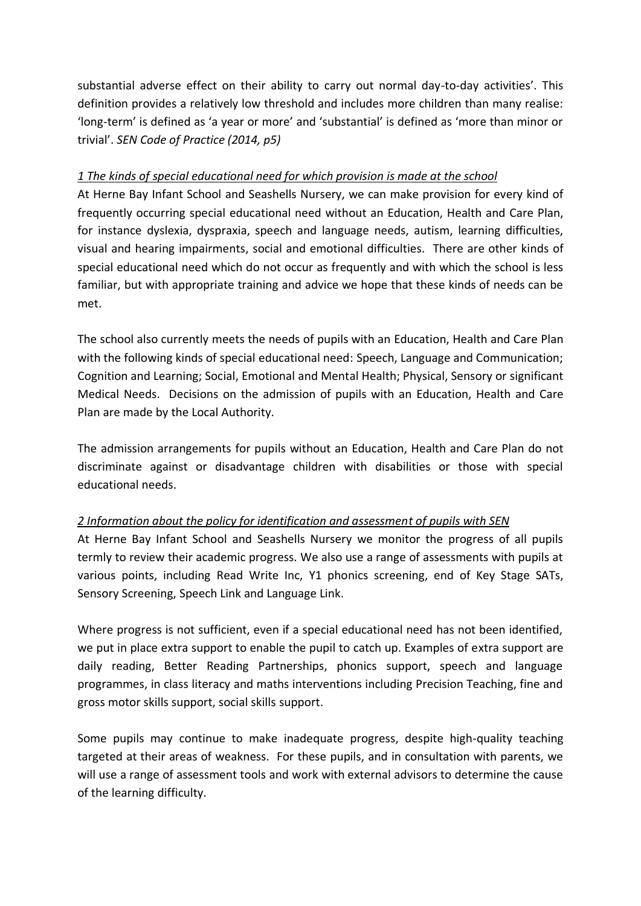substantial adverse effect on their ability to carry out normal day-to-day activities'. This definition provides a relatively low threshold and includes more children than many realise: 'long-term' is defined as 'a year or more' and 'substantial' is defined as 'more than minor or trivial'. *SEN Code of Practice (2014, p5)*

*1 The kinds of special educational need for which provision is made at the school*

At Herne Bay Infant School and Seashells Nursery, we can make provision for every kind of frequently occurring special educational need without an Education, Health and Care Plan, for instance dyslexia, dyspraxia, speech and language needs, autism, learning difficulties, visual and hearing impairments, social and emotional difficulties. There are other kinds of special educational need which do not occur as frequently and with which the school is less familiar, but with appropriate training and advice we hope that these kinds of needs can be met.

The school also currently meets the needs of pupils with an Education, Health and Care Plan with the following kinds of special educational need: Speech, Language and Communication; Cognition and Learning; Social, Emotional and Mental Health; Physical, Sensory or significant Medical Needs. Decisions on the admission of pupils with an Education, Health and Care Plan are made by the Local Authority.

The admission arrangements for pupils without an Education, Health and Care Plan do not discriminate against or disadvantage children with disabilities or those with special educational needs.

*2 Information about the policy for identification and assessment of pupils with SEN*

At Herne Bay Infant School and Seashells Nursery we monitor the progress of all pupils termly to review their academic progress. We also use a range of assessments with pupils at various points, including Read Write Inc, Y1 phonics screening, end of Key Stage SATs, Sensory Screening, Speech Link and Language Link.

Where progress is not sufficient, even if a special educational need has not been identified, we put in place extra support to enable the pupil to catch up. Examples of extra support are daily reading, Better Reading Partnerships, phonics support, speech and language programmes, in class literacy and maths interventions including Precision Teaching, fine and gross motor skills support, social skills support.

Some pupils may continue to make inadequate progress, despite high-quality teaching targeted at their areas of weakness. For these pupils, and in consultation with parents, we will use a range of assessment tools and work with external advisors to determine the cause of the learning difficulty.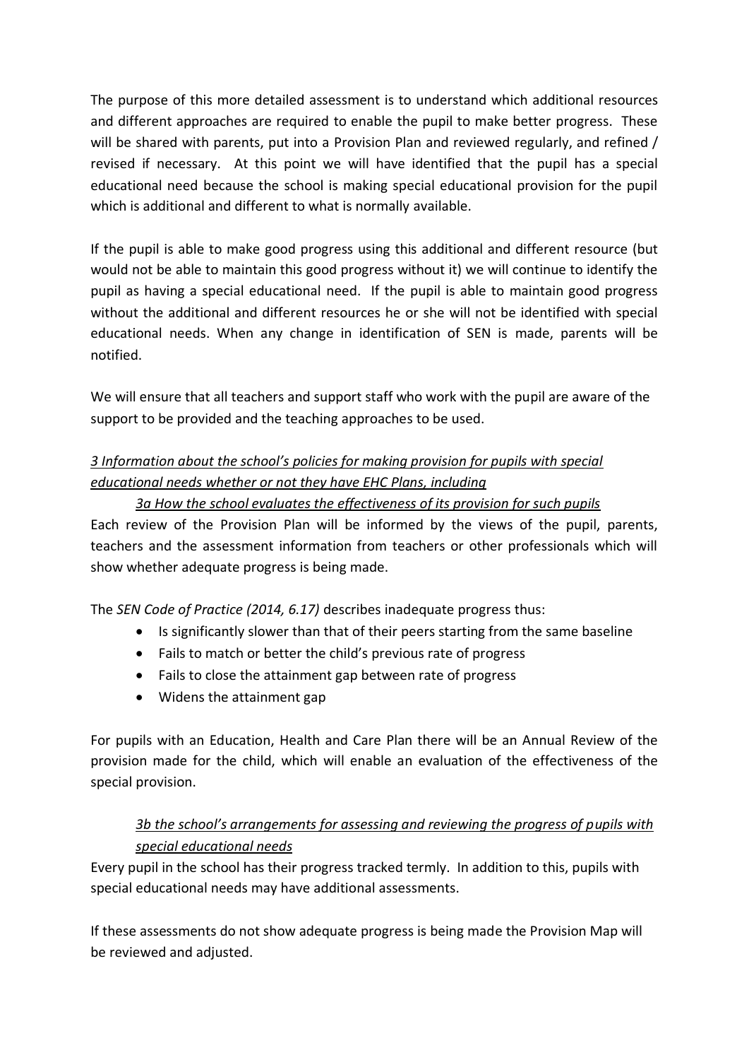The purpose of this more detailed assessment is to understand which additional resources and different approaches are required to enable the pupil to make better progress. These will be shared with parents, put into a Provision Plan and reviewed regularly, and refined / revised if necessary. At this point we will have identified that the pupil has a special educational need because the school is making special educational provision for the pupil which is additional and different to what is normally available.

If the pupil is able to make good progress using this additional and different resource (but would not be able to maintain this good progress without it) we will continue to identify the pupil as having a special educational need. If the pupil is able to maintain good progress without the additional and different resources he or she will not be identified with special educational needs. When any change in identification of SEN is made, parents will be notified.

We will ensure that all teachers and support staff who work with the pupil are aware of the support to be provided and the teaching approaches to be used.

### *3 Information about the school's policies for making provision for pupils with special educational needs whether or not they have EHC Plans, including*

#### *3a How the school evaluates the effectiveness of its provision for such pupils*

Each review of the Provision Plan will be informed by the views of the pupil, parents, teachers and the assessment information from teachers or other professionals which will show whether adequate progress is being made.

The *SEN Code of Practice (2014, 6.17)* describes inadequate progress thus:

- Is significantly slower than that of their peers starting from the same baseline
- Fails to match or better the child's previous rate of progress
- Fails to close the attainment gap between rate of progress
- Widens the attainment gap

For pupils with an Education, Health and Care Plan there will be an Annual Review of the provision made for the child, which will enable an evaluation of the effectiveness of the special provision.

#### *3b the school's arrangements for assessing and reviewing the progress of pupils with special educational needs*

Every pupil in the school has their progress tracked termly. In addition to this, pupils with special educational needs may have additional assessments.

If these assessments do not show adequate progress is being made the Provision Map will be reviewed and adjusted.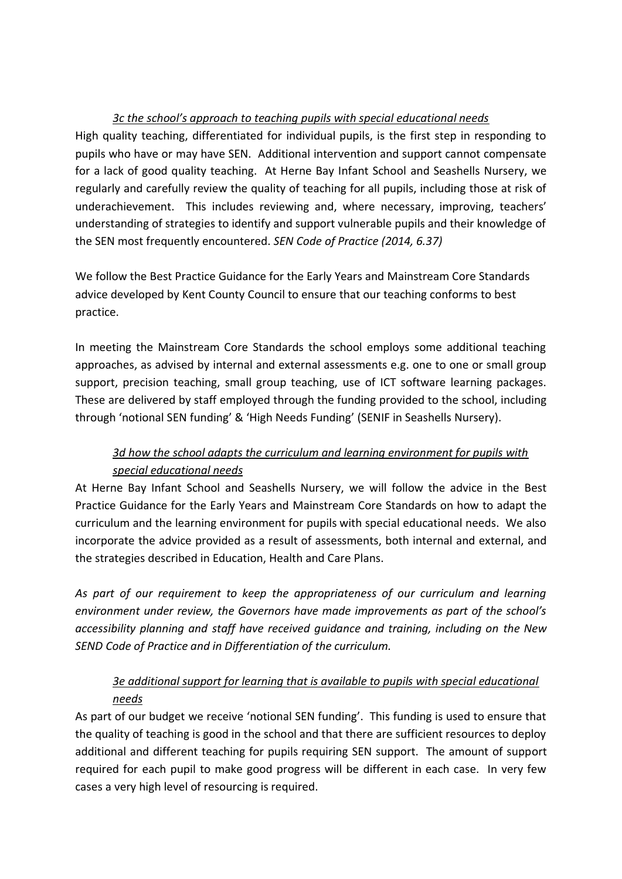### *3c the school's approach to teaching pupils with special educational needs*

High quality teaching, differentiated for individual pupils, is the first step in responding to pupils who have or may have SEN. Additional intervention and support cannot compensate for a lack of good quality teaching. At Herne Bay Infant School and Seashells Nursery, we regularly and carefully review the quality of teaching for all pupils, including those at risk of underachievement. This includes reviewing and, where necessary, improving, teachers' understanding of strategies to identify and support vulnerable pupils and their knowledge of the SEN most frequently encountered. *SEN Code of Practice (2014, 6.37)*

We follow the Best Practice Guidance for the Early Years and Mainstream Core Standards advice developed by Kent County Council to ensure that our teaching conforms to best practice.

In meeting the Mainstream Core Standards the school employs some additional teaching approaches, as advised by internal and external assessments e.g. one to one or small group support, precision teaching, small group teaching, use of ICT software learning packages. These are delivered by staff employed through the funding provided to the school, including through 'notional SEN funding' & 'High Needs Funding' (SENIF in Seashells Nursery).

### *3d how the school adapts the curriculum and learning environment for pupils with special educational needs*

At Herne Bay Infant School and Seashells Nursery, we will follow the advice in the Best Practice Guidance for the Early Years and Mainstream Core Standards on how to adapt the curriculum and the learning environment for pupils with special educational needs. We also incorporate the advice provided as a result of assessments, both internal and external, and the strategies described in Education, Health and Care Plans.

*As part of our requirement to keep the appropriateness of our curriculum and learning environment under review, the Governors have made improvements as part of the school's accessibility planning and staff have received guidance and training, including on the New SEND Code of Practice and in Differentiation of the curriculum.*

### *3e additional support for learning that is available to pupils with special educational needs*

As part of our budget we receive 'notional SEN funding'. This funding is used to ensure that the quality of teaching is good in the school and that there are sufficient resources to deploy additional and different teaching for pupils requiring SEN support. The amount of support required for each pupil to make good progress will be different in each case. In very few cases a very high level of resourcing is required.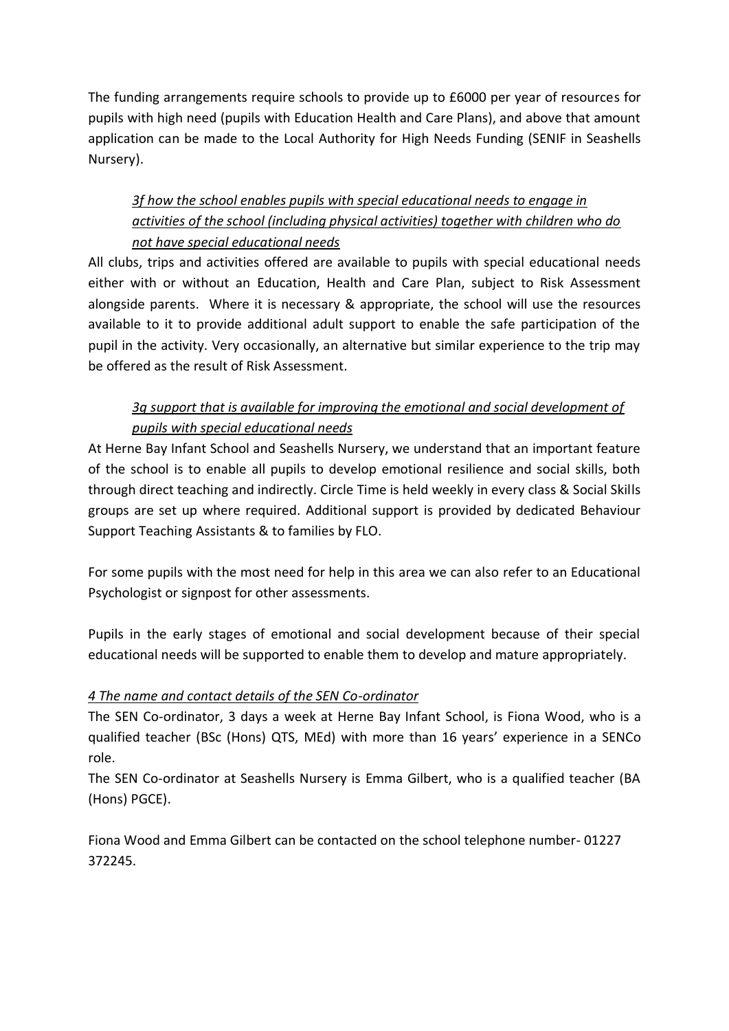The funding arrangements require schools to provide up to £6000 per year of resources for pupils with high need (pupils with Education Health and Care Plans), and above that amount application can be made to the Local Authority for High Needs Funding (SENIF in Seashells Nursery).

*3f how the school enables pupils with special educational needs to engage in activities of the school (including physical activities) together with children who do not have special educational needs*

All clubs, trips and activities offered are available to pupils with special educational needs either with or without an Education, Health and Care Plan, subject to Risk Assessment alongside parents. Where it is necessary & appropriate, the school will use the resources available to it to provide additional adult support to enable the safe participation of the pupil in the activity. Very occasionally, an alternative but similar experience to the trip may be offered as the result of Risk Assessment.

*3g support that is available for improving the emotional and social development of pupils with special educational needs*

At Herne Bay Infant School and Seashells Nursery, we understand that an important feature of the school is to enable all pupils to develop emotional resilience and social skills, both through direct teaching and indirectly. Circle Time is held weekly in every class & Social Skills groups are set up where required. Additional support is provided by dedicated Behaviour Support Teaching Assistants & to families by FLO.

For some pupils with the most need for help in this area we can also refer to an Educational Psychologist or signpost for other assessments.

Pupils in the early stages of emotional and social development because of their special educational needs will be supported to enable them to develop and mature appropriately.

*4 The name and contact details of the SEN Co-ordinator*

The SEN Co-ordinator, 3 days a week at Herne Bay Infant School, is Fiona Wood, who is a qualified teacher (BSc (Hons) QTS, MEd) with more than 16 years' experience in a SENCo role.
The SEN Co-ordinator at Seashells Nursery is Emma Gilbert, who is a qualified teacher (BA (Hons) PGCE).

Fiona Wood and Emma Gilbert can be contacted on the school telephone number- 01227 372245.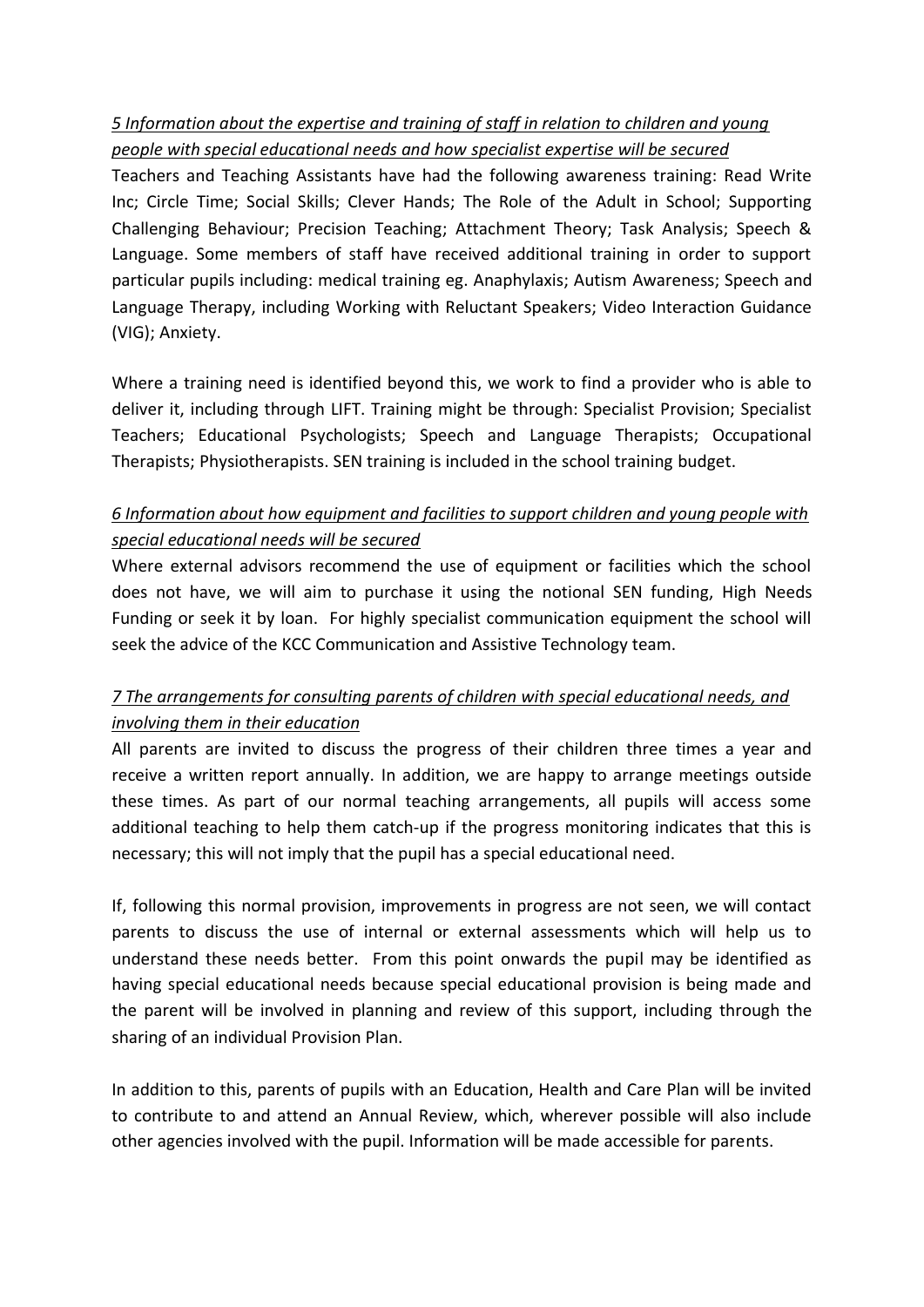*5 Information about the expertise and training of staff in relation to children and young people with special educational needs and how specialist expertise will be secured*

Teachers and Teaching Assistants have had the following awareness training: Read Write Inc; Circle Time; Social Skills; Clever Hands; The Role of the Adult in School; Supporting Challenging Behaviour; Precision Teaching; Attachment Theory; Task Analysis; Speech & Language. Some members of staff have received additional training in order to support particular pupils including: medical training eg. Anaphylaxis; Autism Awareness; Speech and Language Therapy, including Working with Reluctant Speakers; Video Interaction Guidance (VIG); Anxiety.

Where a training need is identified beyond this, we work to find a provider who is able to deliver it, including through LIFT. Training might be through: Specialist Provision; Specialist Teachers; Educational Psychologists; Speech and Language Therapists; Occupational Therapists; Physiotherapists. SEN training is included in the school training budget.

*6 Information about how equipment and facilities to support children and young people with special educational needs will be secured*

Where external advisors recommend the use of equipment or facilities which the school does not have, we will aim to purchase it using the notional SEN funding, High Needs Funding or seek it by loan. For highly specialist communication equipment the school will seek the advice of the KCC Communication and Assistive Technology team.

*7 The arrangements for consulting parents of children with special educational needs, and involving them in their education*

All parents are invited to discuss the progress of their children three times a year and receive a written report annually. In addition, we are happy to arrange meetings outside these times. As part of our normal teaching arrangements, all pupils will access some additional teaching to help them catch-up if the progress monitoring indicates that this is necessary; this will not imply that the pupil has a special educational need.

If, following this normal provision, improvements in progress are not seen, we will contact parents to discuss the use of internal or external assessments which will help us to understand these needs better. From this point onwards the pupil may be identified as having special educational needs because special educational provision is being made and the parent will be involved in planning and review of this support, including through the sharing of an individual Provision Plan.

In addition to this, parents of pupils with an Education, Health and Care Plan will be invited to contribute to and attend an Annual Review, which, wherever possible will also include other agencies involved with the pupil. Information will be made accessible for parents.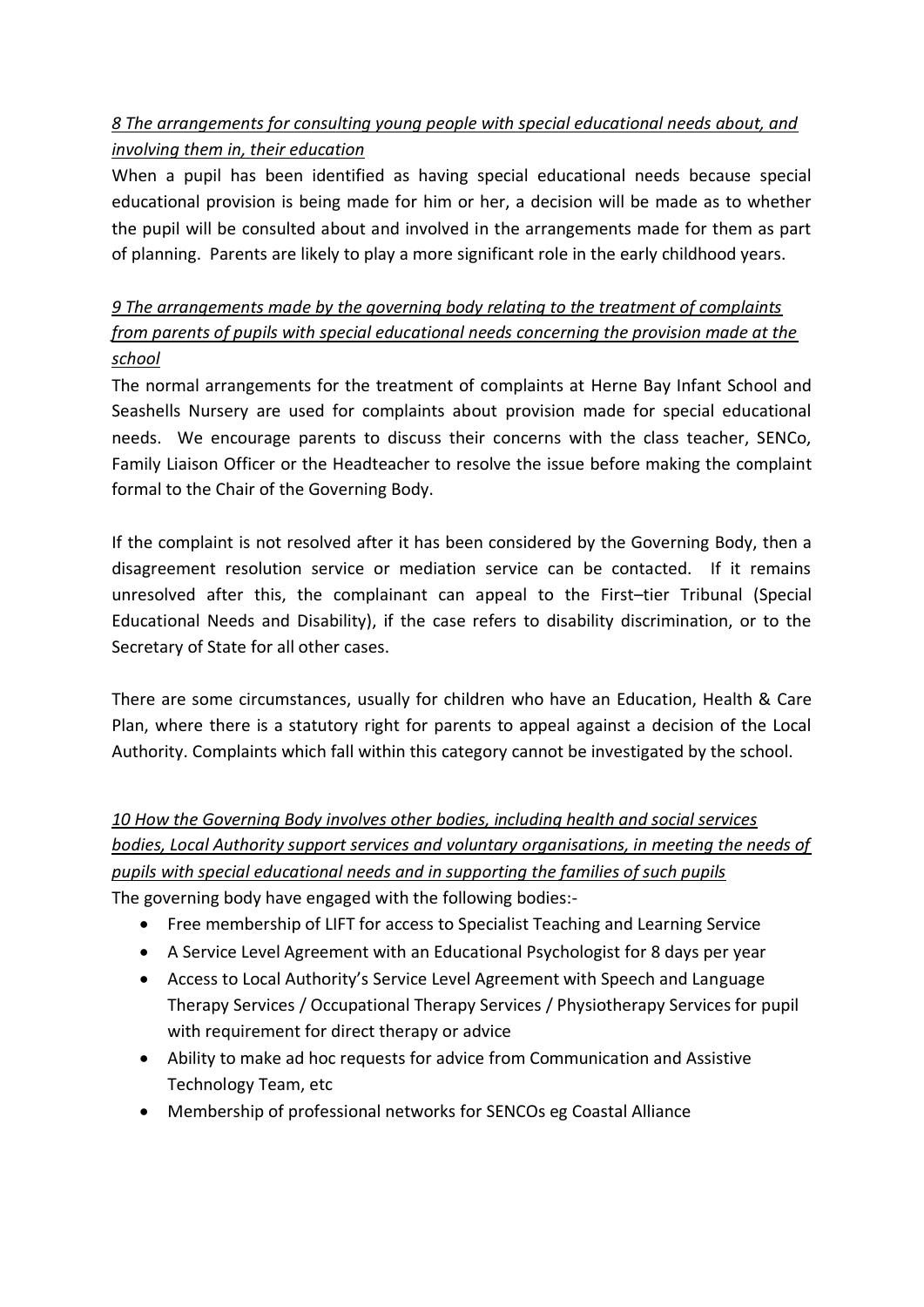*8 The arrangements for consulting young people with special educational needs about, and involving them in, their education*

When a pupil has been identified as having special educational needs because special educational provision is being made for him or her, a decision will be made as to whether the pupil will be consulted about and involved in the arrangements made for them as part of planning. Parents are likely to play a more significant role in the early childhood years.

*9 The arrangements made by the governing body relating to the treatment of complaints from parents of pupils with special educational needs concerning the provision made at the school*

The normal arrangements for the treatment of complaints at Herne Bay Infant School and Seashells Nursery are used for complaints about provision made for special educational needs. We encourage parents to discuss their concerns with the class teacher, SENCo, Family Liaison Officer or the Headteacher to resolve the issue before making the complaint formal to the Chair of the Governing Body.

If the complaint is not resolved after it has been considered by the Governing Body, then a disagreement resolution service or mediation service can be contacted. If it remains unresolved after this, the complainant can appeal to the First–tier Tribunal (Special Educational Needs and Disability), if the case refers to disability discrimination, or to the Secretary of State for all other cases.

There are some circumstances, usually for children who have an Education, Health & Care Plan, where there is a statutory right for parents to appeal against a decision of the Local Authority. Complaints which fall within this category cannot be investigated by the school.

*10 How the Governing Body involves other bodies, including health and social services bodies, Local Authority support services and voluntary organisations, in meeting the needs of pupils with special educational needs and in supporting the families of such pupils*

The governing body have engaged with the following bodies:-

- Free membership of LIFT for access to Specialist Teaching and Learning Service
- A Service Level Agreement with an Educational Psychologist for 8 days per year
- Access to Local Authority's Service Level Agreement with Speech and Language Therapy Services / Occupational Therapy Services / Physiotherapy Services for pupil with requirement for direct therapy or advice
- Ability to make ad hoc requests for advice from Communication and Assistive Technology Team, etc
- Membership of professional networks for SENCOs eg Coastal Alliance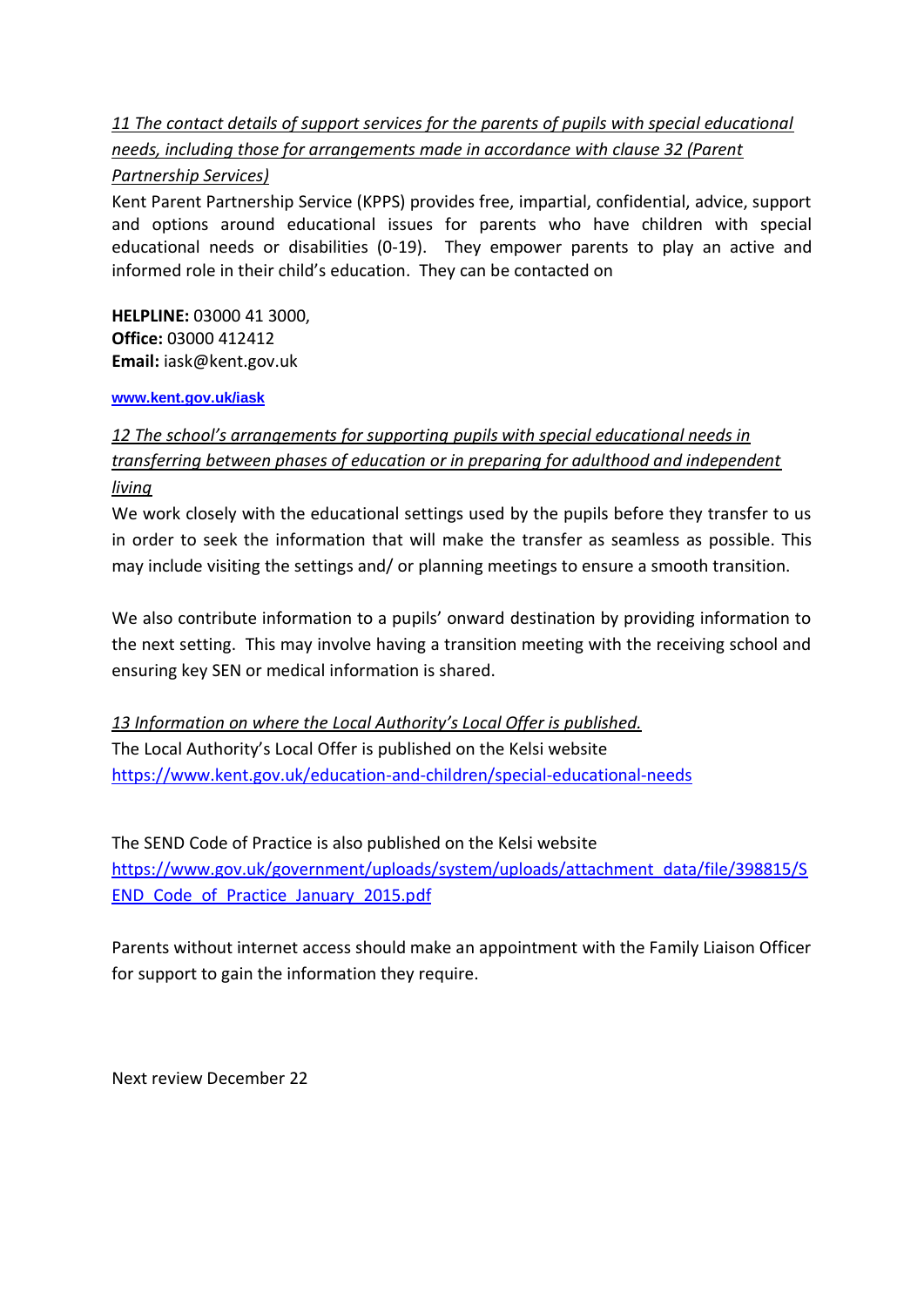*11 The contact details of support services for the parents of pupils with special educational needs, including those for arrangements made in accordance with clause 32 (Parent Partnership Services)*

Kent Parent Partnership Service (KPPS) provides free, impartial, confidential, advice, support and options around educational issues for parents who have children with special educational needs or disabilities (0-19). They empower parents to play an active and informed role in their child's education. They can be contacted on

**HELPLINE:** 03000 41 3000,
**Office:** 03000 412412
**Email:** iask@kent.gov.uk

**www.kent.gov.uk/iask**

*12 The school's arrangements for supporting pupils with special educational needs in transferring between phases of education or in preparing for adulthood and independent living*

We work closely with the educational settings used by the pupils before they transfer to us in order to seek the information that will make the transfer as seamless as possible. This may include visiting the settings and/ or planning meetings to ensure a smooth transition.

We also contribute information to a pupils' onward destination by providing information to the next setting. This may involve having a transition meeting with the receiving school and ensuring key SEN or medical information is shared.

*13 Information on where the Local Authority's Local Offer is published.*

The Local Authority's Local Offer is published on the Kelsi website
https://www.kent.gov.uk/education-and-children/special-educational-needs

The SEND Code of Practice is also published on the Kelsi website
https://www.gov.uk/government/uploads/system/uploads/attachment_data/file/398815/SEND_Code_of_Practice_January_2015.pdf

Parents without internet access should make an appointment with the Family Liaison Officer for support to gain the information they require.

Next review December 22